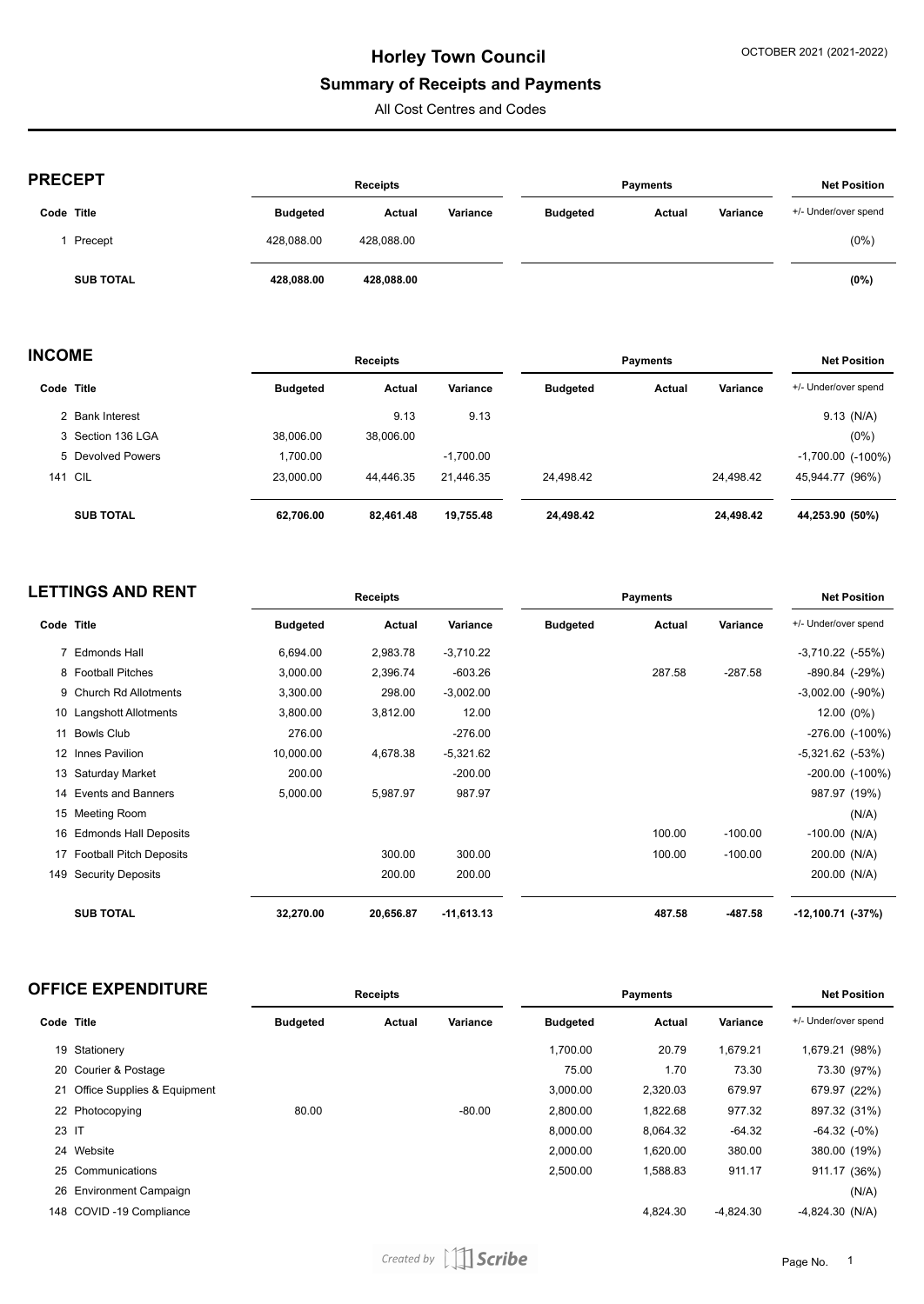# Horley Town Council

## Summary of Receipts and Payments

All Cost Centres and Codes

OCTOBER 2021 (2021-2022)

### PRECEPT

| Code | Title | Receipts Budgeted | Receipts Actual | Receipts Variance | Payments Budgeted | Payments Actual | Payments Variance | Net Position +/- Under/over spend |
|---|---|---|---|---|---|---|---|---|
| 1 | Precept | 428,088.00 | 428,088.00 | | | | | (0%) |
| | **SUB TOTAL** | **428,088.00** | **428,088.00** | | | | | **(0%)** |

### INCOME

| Code | Title | Receipts Budgeted | Receipts Actual | Receipts Variance | Payments Budgeted | Payments Actual | Payments Variance | Net Position +/- Under/over spend |
|---|---|---|---|---|---|---|---|---|
| 2 | Bank Interest | | 9.13 | 9.13 | | | | 9.13 (N/A) |
| 3 | Section 136 LGA | 38,006.00 | 38,006.00 | | | | | (0%) |
| 5 | Devolved Powers | 1,700.00 | | -1,700.00 | | | | -1,700.00 (-100%) |
| 141 | CIL | 23,000.00 | 44,446.35 | 21,446.35 | 24,498.42 | | 24,498.42 | 45,944.77 (96%) |
| | **SUB TOTAL** | **62,706.00** | **82,461.48** | **19,755.48** | **24,498.42** | | **24,498.42** | **44,253.90 (50%)** |

### LETTINGS AND RENT

| Code | Title | Receipts Budgeted | Receipts Actual | Receipts Variance | Payments Budgeted | Payments Actual | Payments Variance | Net Position +/- Under/over spend |
|---|---|---|---|---|---|---|---|---|
| 7 | Edmonds Hall | 6,694.00 | 2,983.78 | -3,710.22 | | | | -3,710.22 (-55%) |
| 8 | Football Pitches | 3,000.00 | 2,396.74 | -603.26 | | 287.58 | -287.58 | -890.84 (-29%) |
| 9 | Church Rd Allotments | 3,300.00 | 298.00 | -3,002.00 | | | | -3,002.00 (-90%) |
| 10 | Langshott Allotments | 3,800.00 | 3,812.00 | 12.00 | | | | 12.00 (0%) |
| 11 | Bowls Club | 276.00 | | -276.00 | | | | -276.00 (-100%) |
| 12 | Innes Pavilion | 10,000.00 | 4,678.38 | -5,321.62 | | | | -5,321.62 (-53%) |
| 13 | Saturday Market | 200.00 | | -200.00 | | | | -200.00 (-100%) |
| 14 | Events and Banners | 5,000.00 | 5,987.97 | 987.97 | | | | 987.97 (19%) |
| 15 | Meeting Room | | | | | | | (N/A) |
| 16 | Edmonds Hall Deposits | | | | | 100.00 | -100.00 | -100.00 (N/A) |
| 17 | Football Pitch Deposits | | 300.00 | 300.00 | | 100.00 | -100.00 | 200.00 (N/A) |
| 149 | Security Deposits | | 200.00 | 200.00 | | | | 200.00 (N/A) |
| | **SUB TOTAL** | **32,270.00** | **20,656.87** | **-11,613.13** | | **487.58** | **-487.58** | **-12,100.71 (-37%)** |

### OFFICE EXPENDITURE

| Code | Title | Receipts Budgeted | Receipts Actual | Receipts Variance | Payments Budgeted | Payments Actual | Payments Variance | Net Position +/- Under/over spend |
|---|---|---|---|---|---|---|---|---|
| 19 | Stationery | | | | 1,700.00 | 20.79 | 1,679.21 | 1,679.21 (98%) |
| 20 | Courier & Postage | | | | 75.00 | 1.70 | 73.30 | 73.30 (97%) |
| 21 | Office Supplies & Equipment | | | | 3,000.00 | 2,320.03 | 679.97 | 679.97 (22%) |
| 22 | Photocopying | 80.00 | | -80.00 | 2,800.00 | 1,822.68 | 977.32 | 897.32 (31%) |
| 23 | IT | | | | 8,000.00 | 8,064.32 | -64.32 | -64.32 (-0%) |
| 24 | Website | | | | 2,000.00 | 1,620.00 | 380.00 | 380.00 (19%) |
| 25 | Communications | | | | 2,500.00 | 1,588.83 | 911.17 | 911.17 (36%) |
| 26 | Environment Campaign | | | | | | | (N/A) |
| 148 | COVID -19 Compliance | | | | | 4,824.30 | -4,824.30 | -4,824.30 (N/A) |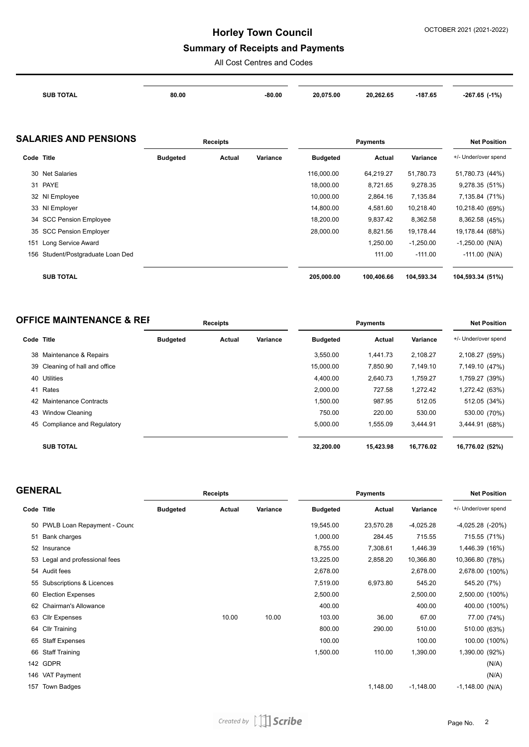| | | | | | | | |
|---|---|---|---|---|---|---|---|
| **SUB TOTAL** | **80.00** | | **-80.00** | **20,075.00** | **20,262.65** | **-187.65** | **-267.65 (-1%)** |

## SALARIES AND PENSIONS

| | | Receipts | | | Payments | | | Net Position |
|---|---|---|---|---|---|---|---|---|
| **Code** | **Title** | **Budgeted** | **Actual** | **Variance** | **Budgeted** | **Actual** | **Variance** | +/- Under/over spend |
| 30 | Net Salaries | | | | 116,000.00 | 64,219.27 | 51,780.73 | 51,780.73 (44%) |
| 31 | PAYE | | | | 18,000.00 | 8,721.65 | 9,278.35 | 9,278.35 (51%) |
| 32 | NI Employee | | | | 10,000.00 | 2,864.16 | 7,135.84 | 7,135.84 (71%) |
| 33 | NI Employer | | | | 14,800.00 | 4,581.60 | 10,218.40 | 10,218.40 (69%) |
| 34 | SCC Pension Employee | | | | 18,200.00 | 9,837.42 | 8,362.58 | 8,362.58 (45%) |
| 35 | SCC Pension Employer | | | | 28,000.00 | 8,821.56 | 19,178.44 | 19,178.44 (68%) |
| 151 | Long Service Award | | | | | 1,250.00 | -1,250.00 | -1,250.00 (N/A) |
| 156 | Student/Postgraduate Loan Ded | | | | | 111.00 | -111.00 | -111.00 (N/A) |
| | **SUB TOTAL** | | | | **205,000.00** | **100,406.66** | **104,593.34** | **104,593.34 (51%)** |

## OFFICE MAINTENANCE & REI

| | | Receipts | | | Payments | | | Net Position |
|---|---|---|---|---|---|---|---|---|
| **Code** | **Title** | **Budgeted** | **Actual** | **Variance** | **Budgeted** | **Actual** | **Variance** | +/- Under/over spend |
| 38 | Maintenance & Repairs | | | | 3,550.00 | 1,441.73 | 2,108.27 | 2,108.27 (59%) |
| 39 | Cleaning of hall and office | | | | 15,000.00 | 7,850.90 | 7,149.10 | 7,149.10 (47%) |
| 40 | Utilities | | | | 4,400.00 | 2,640.73 | 1,759.27 | 1,759.27 (39%) |
| 41 | Rates | | | | 2,000.00 | 727.58 | 1,272.42 | 1,272.42 (63%) |
| 42 | Maintenance Contracts | | | | 1,500.00 | 987.95 | 512.05 | 512.05 (34%) |
| 43 | Window Cleaning | | | | 750.00 | 220.00 | 530.00 | 530.00 (70%) |
| 45 | Compliance and Regulatory | | | | 5,000.00 | 1,555.09 | 3,444.91 | 3,444.91 (68%) |
| | **SUB TOTAL** | | | | **32,200.00** | **15,423.98** | **16,776.02** | **16,776.02 (52%)** |

## GENERAL

| | | Receipts | | | Payments | | | Net Position |
|---|---|---|---|---|---|---|---|---|
| **Code** | **Title** | **Budgeted** | **Actual** | **Variance** | **Budgeted** | **Actual** | **Variance** | +/- Under/over spend |
| 50 | PWLB Loan Repayment - Counc | | | | 19,545.00 | 23,570.28 | -4,025.28 | -4,025.28 (-20%) |
| 51 | Bank charges | | | | 1,000.00 | 284.45 | 715.55 | 715.55 (71%) |
| 52 | Insurance | | | | 8,755.00 | 7,308.61 | 1,446.39 | 1,446.39 (16%) |
| 53 | Legal and professional fees | | | | 13,225.00 | 2,858.20 | 10,366.80 | 10,366.80 (78%) |
| 54 | Audit fees | | | | 2,678.00 | | 2,678.00 | 2,678.00 (100%) |
| 55 | Subscriptions & Licences | | | | 7,519.00 | 6,973.80 | 545.20 | 545.20 (7%) |
| 60 | Election Expenses | | | | 2,500.00 | | 2,500.00 | 2,500.00 (100%) |
| 62 | Chairman's Allowance | | | | 400.00 | | 400.00 | 400.00 (100%) |
| 63 | Cllr Expenses | | 10.00 | 10.00 | 103.00 | 36.00 | 67.00 | 77.00 (74%) |
| 64 | Cllr Training | | | | 800.00 | 290.00 | 510.00 | 510.00 (63%) |
| 65 | Staff Expenses | | | | 100.00 | | 100.00 | 100.00 (100%) |
| 66 | Staff Training | | | | 1,500.00 | 110.00 | 1,390.00 | 1,390.00 (92%) |
| 142 | GDPR | | | | | | | (N/A) |
| 146 | VAT Payment | | | | | | | (N/A) |
| 157 | Town Badges | | | | | 1,148.00 | -1,148.00 | -1,148.00 (N/A) |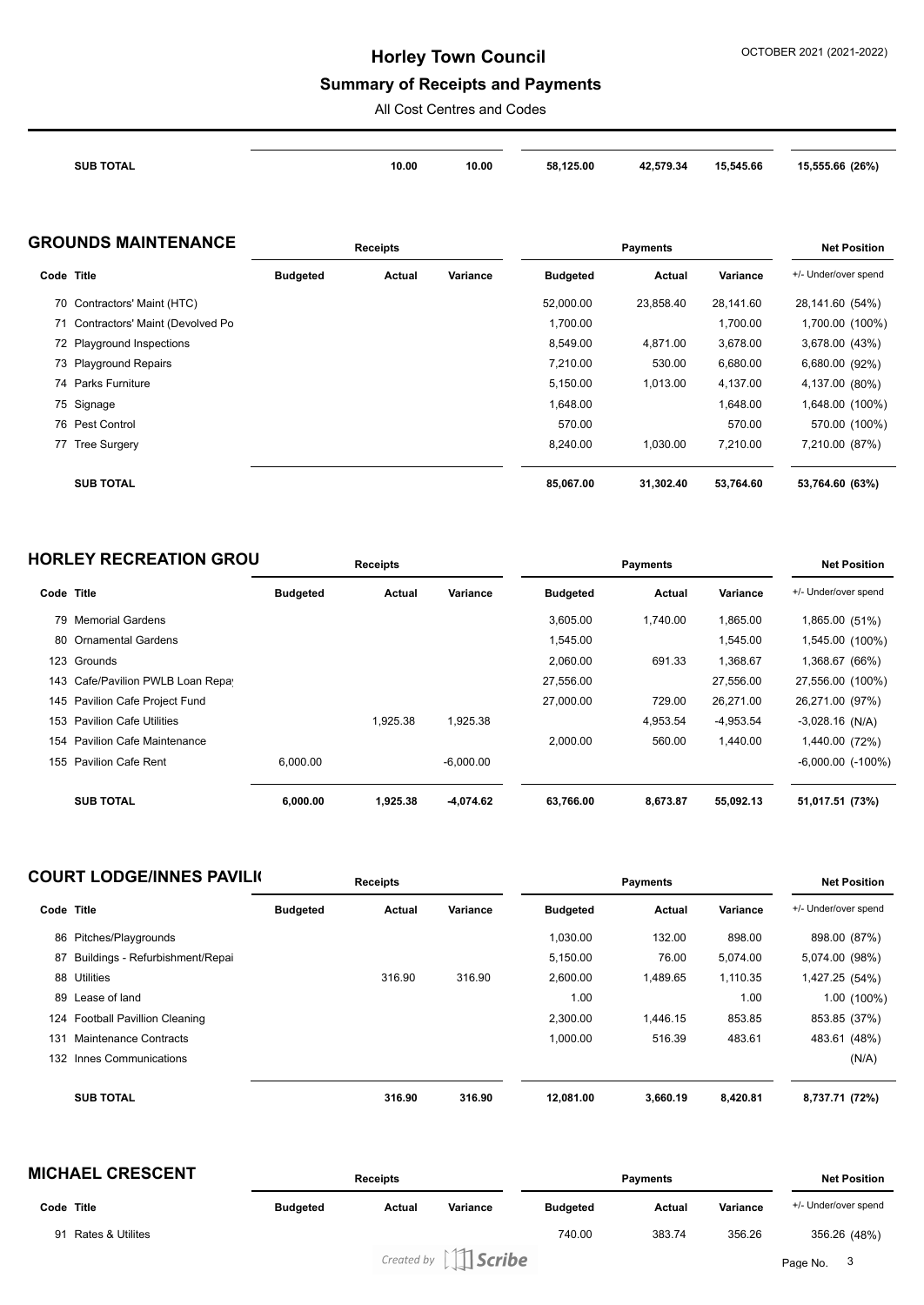| | SUB TOTAL | | 10.00 | 10.00 | 58,125.00 | 42,579.34 | 15,545.66 | 15,555.66 (26%) |
|---|---|---|---|---|---|---|---|---|

## GROUNDS MAINTENANCE

| | | Receipts | | | Payments | | | Net Position |
|---|---|---|---|---|---|---|---|---|
| Code | Title | Budgeted | Actual | Variance | Budgeted | Actual | Variance | +/- Under/over spend |
| 70 | Contractors' Maint (HTC) | | | | 52,000.00 | 23,858.40 | 28,141.60 | 28,141.60 (54%) |
| 71 | Contractors' Maint (Devolved Po | | | | 1,700.00 | | 1,700.00 | 1,700.00 (100%) |
| 72 | Playground Inspections | | | | 8,549.00 | 4,871.00 | 3,678.00 | 3,678.00 (43%) |
| 73 | Playground Repairs | | | | 7,210.00 | 530.00 | 6,680.00 | 6,680.00 (92%) |
| 74 | Parks Furniture | | | | 5,150.00 | 1,013.00 | 4,137.00 | 4,137.00 (80%) |
| 75 | Signage | | | | 1,648.00 | | 1,648.00 | 1,648.00 (100%) |
| 76 | Pest Control | | | | 570.00 | | 570.00 | 570.00 (100%) |
| 77 | Tree Surgery | | | | 8,240.00 | 1,030.00 | 7,210.00 | 7,210.00 (87%) |
| | **SUB TOTAL** | | | | **85,067.00** | **31,302.40** | **53,764.60** | **53,764.60 (63%)** |

## HORLEY RECREATION GROU

| | | Receipts | | | Payments | | | Net Position |
|---|---|---|---|---|---|---|---|---|
| Code | Title | Budgeted | Actual | Variance | Budgeted | Actual | Variance | +/- Under/over spend |
| 79 | Memorial Gardens | | | | 3,605.00 | 1,740.00 | 1,865.00 | 1,865.00 (51%) |
| 80 | Ornamental Gardens | | | | 1,545.00 | | 1,545.00 | 1,545.00 (100%) |
| 123 | Grounds | | | | 2,060.00 | 691.33 | 1,368.67 | 1,368.67 (66%) |
| 143 | Cafe/Pavilion PWLB Loan Repa | | | | 27,556.00 | | 27,556.00 | 27,556.00 (100%) |
| 145 | Pavilion Cafe Project Fund | | | | 27,000.00 | 729.00 | 26,271.00 | 26,271.00 (97%) |
| 153 | Pavilion Cafe Utilities | | 1,925.38 | 1,925.38 | | 4,953.54 | -4,953.54 | -3,028.16 (N/A) |
| 154 | Pavilion Cafe Maintenance | | | | 2,000.00 | 560.00 | 1,440.00 | 1,440.00 (72%) |
| 155 | Pavilion Cafe Rent | 6,000.00 | | -6,000.00 | | | | -6,000.00 (-100%) |
| | **SUB TOTAL** | **6,000.00** | **1,925.38** | **-4,074.62** | **63,766.00** | **8,673.87** | **55,092.13** | **51,017.51 (73%)** |

## COURT LODGE/INNES PAVILI

| | | Receipts | | | Payments | | | Net Position |
|---|---|---|---|---|---|---|---|---|
| Code | Title | Budgeted | Actual | Variance | Budgeted | Actual | Variance | +/- Under/over spend |
| 86 | Pitches/Playgrounds | | | | 1,030.00 | 132.00 | 898.00 | 898.00 (87%) |
| 87 | Buildings - Refurbishment/Repai | | | | 5,150.00 | 76.00 | 5,074.00 | 5,074.00 (98%) |
| 88 | Utilities | | 316.90 | 316.90 | 2,600.00 | 1,489.65 | 1,110.35 | 1,427.25 (54%) |
| 89 | Lease of land | | | | 1.00 | | 1.00 | 1.00 (100%) |
| 124 | Football Pavillion Cleaning | | | | 2,300.00 | 1,446.15 | 853.85 | 853.85 (37%) |
| 131 | Maintenance Contracts | | | | 1,000.00 | 516.39 | 483.61 | 483.61 (48%) |
| 132 | Innes Communications | | | | | | | (N/A) |
| | **SUB TOTAL** | | **316.90** | **316.90** | **12,081.00** | **3,660.19** | **8,420.81** | **8,737.71 (72%)** |

## MICHAEL CRESCENT

| | | Receipts | | | Payments | | | Net Position |
|---|---|---|---|---|---|---|---|---|
| Code | Title | Budgeted | Actual | Variance | Budgeted | Actual | Variance | +/- Under/over spend |
| 91 | Rates & Utilites | | | | 740.00 | 383.74 | 356.26 | 356.26 (48%) |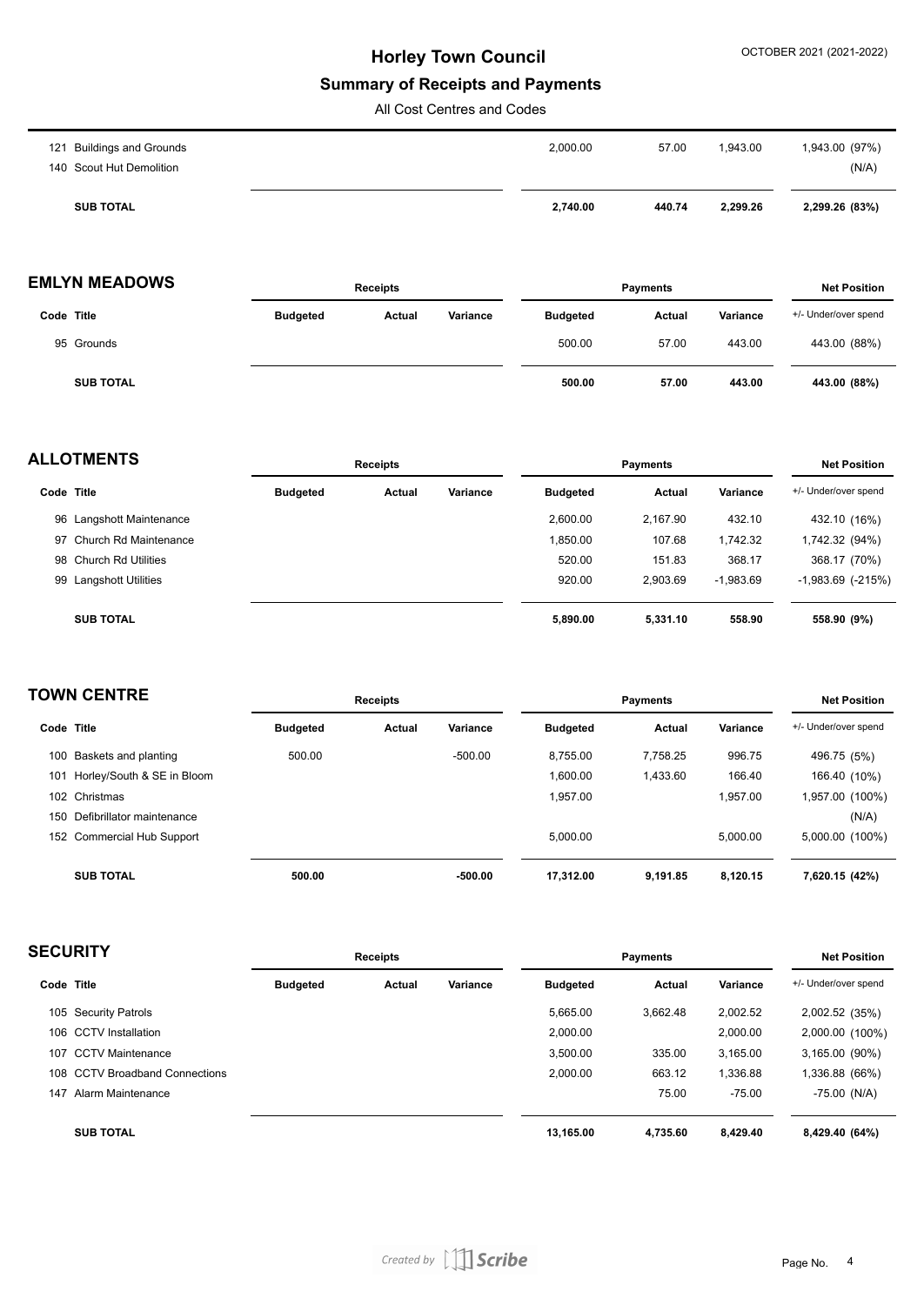# Horley Town Council

## Summary of Receipts and Payments

All Cost Centres and Codes

OCTOBER 2021 (2021-2022)

| Code | Title | Receipts Budgeted | Receipts Actual | Receipts Variance | Payments Budgeted | Payments Actual | Payments Variance | Net Position +/- Under/over spend |
|---|---|---|---|---|---|---|---|---|
| 121 | Buildings and Grounds | | | | 2,000.00 | 57.00 | 1,943.00 | 1,943.00 (97%) |
| 140 | Scout Hut Demolition | | | | | | | (N/A) |
| | **SUB TOTAL** | | | | **2,740.00** | **440.74** | **2,299.26** | **2,299.26 (83%)** |

## EMLYN MEADOWS

| | | Receipts | | | Payments | | | Net Position |
|---|---|---|---|---|---|---|---|---|
| Code | Title | Budgeted | Actual | Variance | Budgeted | Actual | Variance | +/- Under/over spend |
| 95 | Grounds | | | | 500.00 | 57.00 | 443.00 | 443.00 (88%) |
| | **SUB TOTAL** | | | | **500.00** | **57.00** | **443.00** | **443.00 (88%)** |

## ALLOTMENTS

| | | Receipts | | | Payments | | | Net Position |
|---|---|---|---|---|---|---|---|---|
| Code | Title | Budgeted | Actual | Variance | Budgeted | Actual | Variance | +/- Under/over spend |
| 96 | Langshott Maintenance | | | | 2,600.00 | 2,167.90 | 432.10 | 432.10 (16%) |
| 97 | Church Rd Maintenance | | | | 1,850.00 | 107.68 | 1,742.32 | 1,742.32 (94%) |
| 98 | Church Rd Utilities | | | | 520.00 | 151.83 | 368.17 | 368.17 (70%) |
| 99 | Langshott Utilities | | | | 920.00 | 2,903.69 | -1,983.69 | -1,983.69 (-215%) |
| | **SUB TOTAL** | | | | **5,890.00** | **5,331.10** | **558.90** | **558.90 (9%)** |

## TOWN CENTRE

| | | Receipts | | | Payments | | | Net Position |
|---|---|---|---|---|---|---|---|---|
| Code | Title | Budgeted | Actual | Variance | Budgeted | Actual | Variance | +/- Under/over spend |
| 100 | Baskets and planting | 500.00 | | -500.00 | 8,755.00 | 7,758.25 | 996.75 | 496.75 (5%) |
| 101 | Horley/South & SE in Bloom | | | | 1,600.00 | 1,433.60 | 166.40 | 166.40 (10%) |
| 102 | Christmas | | | | 1,957.00 | | 1,957.00 | 1,957.00 (100%) |
| 150 | Defibrillator maintenance | | | | | | | (N/A) |
| 152 | Commercial Hub Support | | | | 5,000.00 | | 5,000.00 | 5,000.00 (100%) |
| | **SUB TOTAL** | **500.00** | | **-500.00** | **17,312.00** | **9,191.85** | **8,120.15** | **7,620.15 (42%)** |

## SECURITY

| | | Receipts | | | Payments | | | Net Position |
|---|---|---|---|---|---|---|---|---|
| Code | Title | Budgeted | Actual | Variance | Budgeted | Actual | Variance | +/- Under/over spend |
| 105 | Security Patrols | | | | 5,665.00 | 3,662.48 | 2,002.52 | 2,002.52 (35%) |
| 106 | CCTV Installation | | | | 2,000.00 | | 2,000.00 | 2,000.00 (100%) |
| 107 | CCTV Maintenance | | | | 3,500.00 | 335.00 | 3,165.00 | 3,165.00 (90%) |
| 108 | CCTV Broadband Connections | | | | 2,000.00 | 663.12 | 1,336.88 | 1,336.88 (66%) |
| 147 | Alarm Maintenance | | | | | 75.00 | -75.00 | -75.00 (N/A) |
| | **SUB TOTAL** | | | | **13,165.00** | **4,735.60** | **8,429.40** | **8,429.40 (64%)** |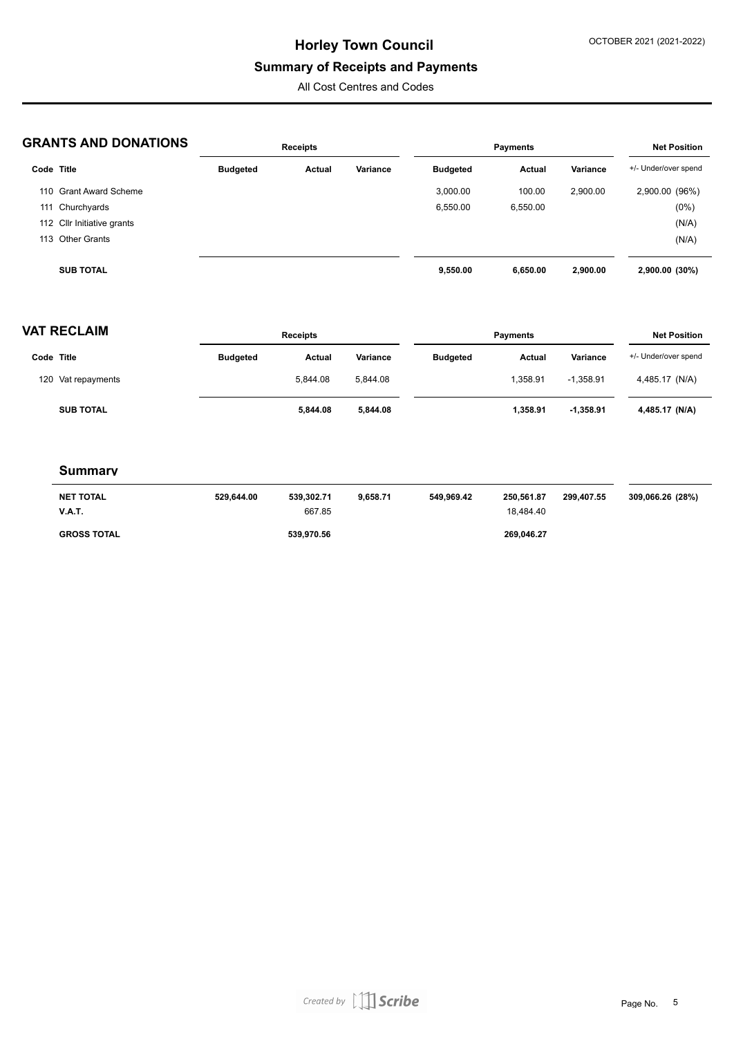# Horley Town Council

## Summary of Receipts and Payments

All Cost Centres and Codes

OCTOBER 2021 (2021-2022)

### GRANTS AND DONATIONS

| | | Receipts | | | Payments | | | Net Position |
|---|---|---|---|---|---|---|---|---|
| **Code** | **Title** | **Budgeted** | **Actual** | **Variance** | **Budgeted** | **Actual** | **Variance** | +/- Under/over spend |
| 110 | Grant Award Scheme | | | | 3,000.00 | 100.00 | 2,900.00 | 2,900.00 (96%) |
| 111 | Churchyards | | | | 6,550.00 | 6,550.00 | | (0%) |
| 112 | Cllr Initiative grants | | | | | | | (N/A) |
| 113 | Other Grants | | | | | | | (N/A) |
| | **SUB TOTAL** | | | | **9,550.00** | **6,650.00** | **2,900.00** | **2,900.00 (30%)** |

### VAT RECLAIM

| | | Receipts | | | Payments | | | Net Position |
|---|---|---|---|---|---|---|---|---|
| **Code** | **Title** | **Budgeted** | **Actual** | **Variance** | **Budgeted** | **Actual** | **Variance** | +/- Under/over spend |
| 120 | Vat repayments | | 5,844.08 | 5,844.08 | | 1,358.91 | -1,358.91 | 4,485.17 (N/A) |
| | **SUB TOTAL** | | **5,844.08** | **5,844.08** | | **1,358.91** | **-1,358.91** | **4,485.17 (N/A)** |

### Summary

| | | | | | | | |
|---|---|---|---|---|---|---|---|
| **NET TOTAL** | **529,644.00** | **539,302.71** | **9,658.71** | **549,969.42** | **250,561.87** | **299,407.55** | **309,066.26 (28%)** |
| **V.A.T.** | | 667.85 | | | 18,484.40 | | |
| **GROSS TOTAL** | | **539,970.56** | | | **269,046.27** | | |

*Created by Scribe*